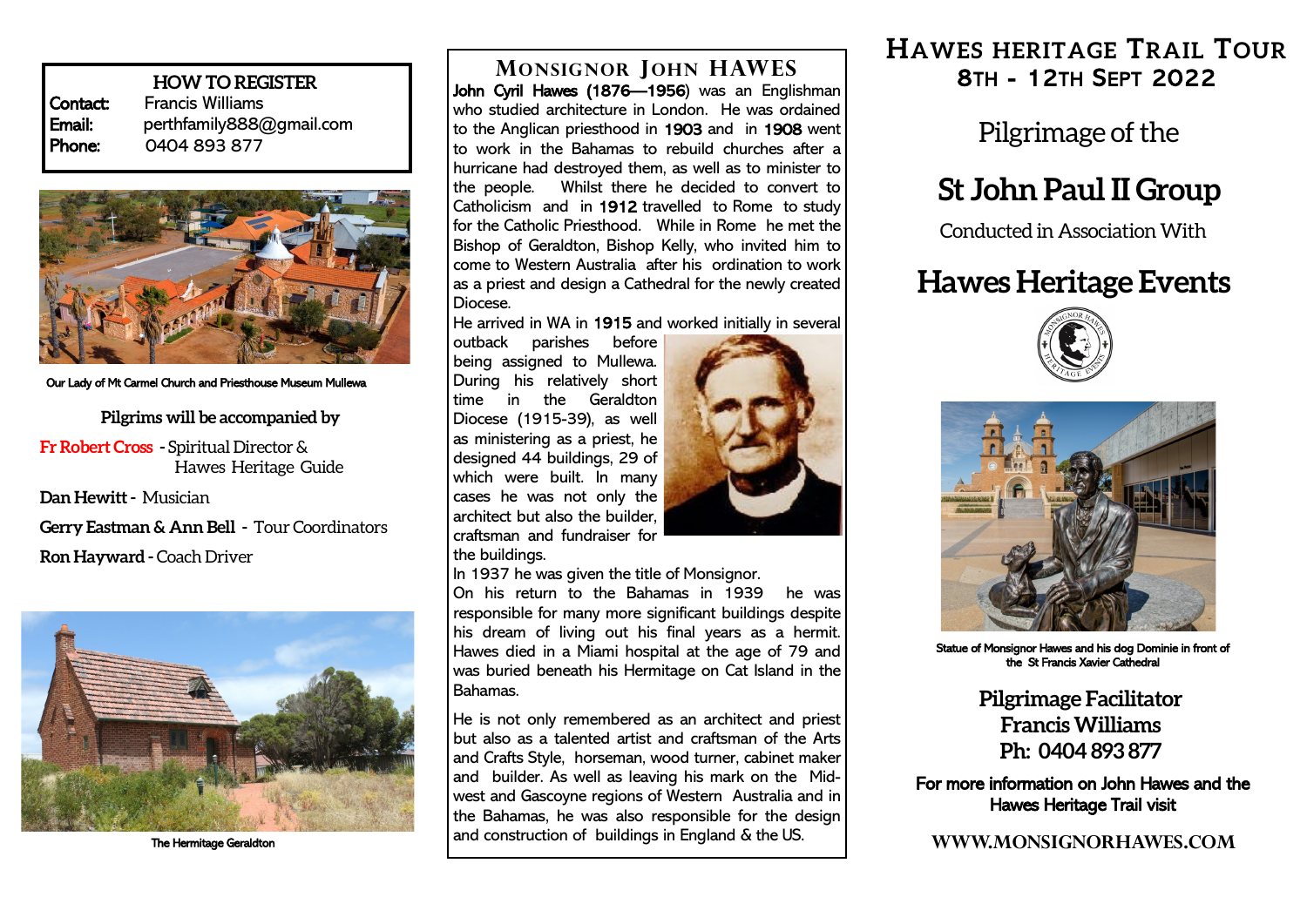## HOW TO REGISTER

**Contact:** Francis Williams
**Email:** perthfamily888@gmail.com
**Phone:** 0404 893 877

Our Lady of Mt Carmel Church and Priesthouse Museum Mullewa

**Pilgrims will be accompanied by**

**Fr Robert Cross** - Spiritual Director & Hawes Heritage Guide

**Dan Hewitt** - Musician

**Gerry Eastman & Ann Bell** - Tour Coordinators

**Ron Hayward** - Coach Driver

The Hermitage Geraldton

## MONSIGNOR JOHN HAWES

**John Cyril Hawes (1876—1956)** was an Englishman who studied architecture in London. He was ordained to the Anglican priesthood in **1903** and in **1908** went to work in the Bahamas to rebuild churches after a hurricane had destroyed them, as well as to minister to the people. Whilst there he decided to convert to Catholicism and in **1912** travelled to Rome to study for the Catholic Priesthood. While in Rome he met the Bishop of Geraldton, Bishop Kelly, who invited him to come to Western Australia after his ordination to work as a priest and design a Cathedral for the newly created Diocese.

He arrived in WA in **1915** and worked initially in several outback parishes before being assigned to Mullewa. During his relatively short time in the Geraldton Diocese (1915-39), as well as ministering as a priest, he designed 44 buildings, 29 of which were built. In many cases he was not only the architect but also the builder, craftsman and fundraiser for the buildings.

In 1937 he was given the title of Monsignor.

On his return to the Bahamas in 1939 he was responsible for many more significant buildings despite his dream of living out his final years as a hermit. Hawes died in a Miami hospital at the age of 79 and was buried beneath his Hermitage on Cat Island in the Bahamas.

He is not only remembered as an architect and priest but also as a talented artist and craftsman of the Arts and Crafts Style, horseman, wood turner, cabinet maker and builder. As well as leaving his mark on the Mid-west and Gascoyne regions of Western Australia and in the Bahamas, he was also responsible for the design and construction of buildings in England & the US.

# HAWES HERITAGE TRAIL TOUR
## 8TH - 12TH SEPT 2022

Pilgrimage of the

# St John Paul II Group

Conducted in Association With

# Hawes Heritage Events

Statue of Monsignor Hawes and his dog Dominie in front of the St Francis Xavier Cathedral

**Pilgrimage Facilitator**
**Francis Williams**
**Ph: 0404 893 877**

**For more information on John Hawes and the Hawes Heritage Trail visit**

**WWW.MONSIGNORHAWES.COM**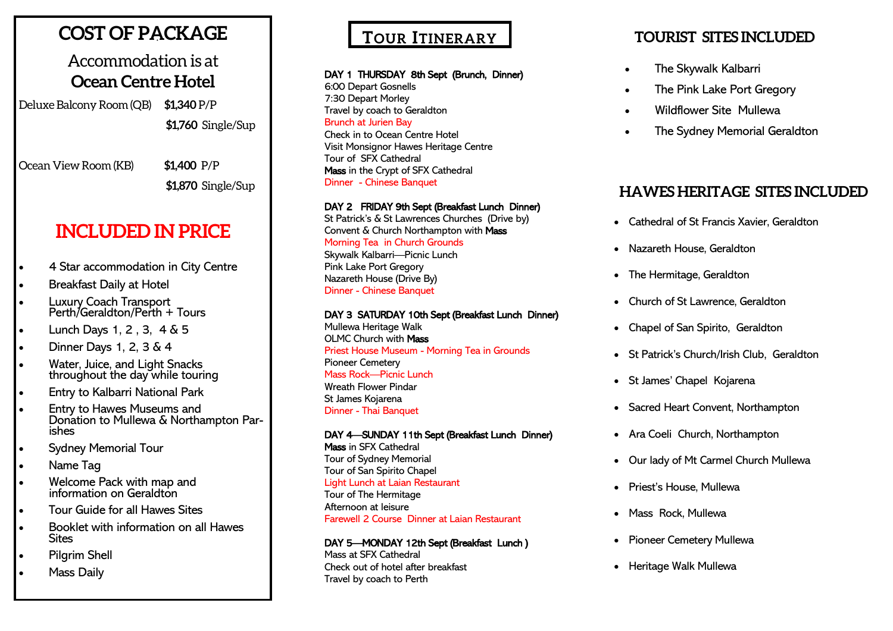# COST OF PACKAGE

## Accommodation is at
## Ocean Centre Hotel

| | |
|---|---|
| Deluxe Balcony Room (QB) | **$1,340** P/P |
| | **$1,760** Single/Sup |
| Ocean View Room (KB) | **$1,400** P/P |
| | **$1,870** Single/Sup |

## INCLUDED IN PRICE

- 4 Star accommodation in City Centre
- Breakfast Daily at Hotel
- Luxury Coach Transport Perth/Geraldton/Perth + Tours
- Lunch Days 1, 2 , 3, 4 & 5
- Dinner Days 1, 2, 3 & 4
- Water, Juice, and Light Snacks throughout the day while touring
- Entry to Kalbarri National Park
- Entry to Hawes Museums and Donation to Mullewa & Northampton Parishes
- Sydney Memorial Tour
- Name Tag
- Welcome Pack with map and information on Geraldton
- Tour Guide for all Hawes Sites
- Booklet with information on all Hawes Sites
- Pilgrim Shell
- Mass Daily

# Tour Itinerary

**DAY 1 THURSDAY 8th Sept (Brunch, Dinner)**
6:00 Depart Gosnells
7:30 Depart Morley
Travel by coach to Geraldton
Brunch at Jurien Bay
Check in to Ocean Centre Hotel
Visit Monsignor Hawes Heritage Centre
Tour of SFX Cathedral
**Mass** in the Crypt of SFX Cathedral
Dinner - Chinese Banquet

**DAY 2 FRIDAY 9th Sept (Breakfast Lunch Dinner)**
St Patrick's & St Lawrences Churches (Drive by)
Convent & Church Northampton with **Mass**
Morning Tea in Church Grounds
Skywalk Kalbarri—Picnic Lunch
Pink Lake Port Gregory
Nazareth House (Drive By)
Dinner - Chinese Banquet

**DAY 3 SATURDAY 10th Sept (Breakfast Lunch Dinner)**
Mullewa Heritage Walk
OLMC Church with **Mass**
Priest House Museum - Morning Tea in Grounds
Pioneer Cemetery
Mass Rock—Picnic Lunch
Wreath Flower Pindar
St James Kojarena
Dinner - Thai Banquet

**DAY 4—SUNDAY 11th Sept (Breakfast Lunch Dinner)**
**Mass** in SFX Cathedral
Tour of Sydney Memorial
Tour of San Spirito Chapel
Light Lunch at Laian Restaurant
Tour of The Hermitage
Afternoon at leisure
Farewell 2 Course Dinner at Laian Restaurant

**DAY 5—MONDAY 12th Sept (Breakfast Lunch )**
Mass at SFX Cathedral
Check out of hotel after breakfast
Travel by coach to Perth

## TOURIST SITES INCLUDED

- The Skywalk Kalbarri
- The Pink Lake Port Gregory
- Wildflower Site Mullewa
- The Sydney Memorial Geraldton

## HAWES HERITAGE SITES INCLUDED

- Cathedral of St Francis Xavier, Geraldton
- Nazareth House, Geraldton
- The Hermitage, Geraldton
- Church of St Lawrence, Geraldton
- Chapel of San Spirito, Geraldton
- St Patrick's Church/Irish Club, Geraldton
- St James' Chapel Kojarena
- Sacred Heart Convent, Northampton
- Ara Coeli Church, Northampton
- Our lady of Mt Carmel Church Mullewa
- Priest's House, Mullewa
- Mass Rock, Mullewa
- Pioneer Cemetery Mullewa
- Heritage Walk Mullewa